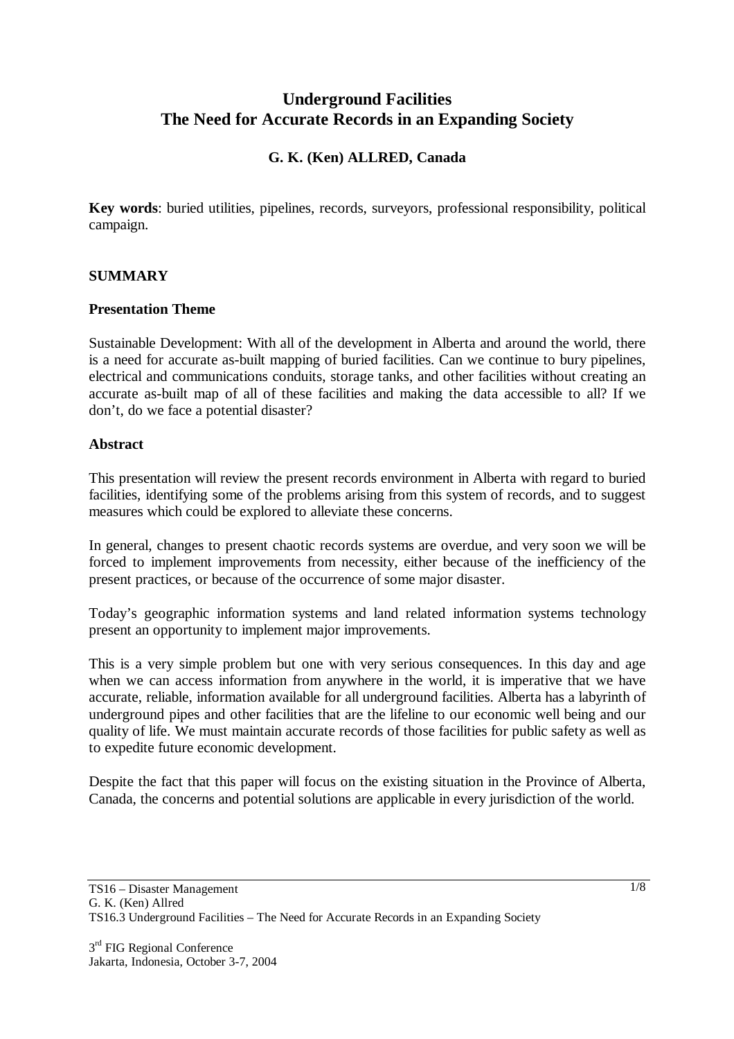# Underground Facilities
# The Need for Accurate Records in an Expanding Society

### G. K. (Ken) ALLRED, Canada

**Key words**: buried utilities, pipelines, records, surveyors, professional responsibility, political campaign.

## SUMMARY

### Presentation Theme

Sustainable Development: With all of the development in Alberta and around the world, there is a need for accurate as-built mapping of buried facilities. Can we continue to bury pipelines, electrical and communications conduits, storage tanks, and other facilities without creating an accurate as-built map of all of these facilities and making the data accessible to all? If we don't, do we face a potential disaster?

### Abstract

This presentation will review the present records environment in Alberta with regard to buried facilities, identifying some of the problems arising from this system of records, and to suggest measures which could be explored to alleviate these concerns.

In general, changes to present chaotic records systems are overdue, and very soon we will be forced to implement improvements from necessity, either because of the inefficiency of the present practices, or because of the occurrence of some major disaster.

Today's geographic information systems and land related information systems technology present an opportunity to implement major improvements.

This is a very simple problem but one with very serious consequences. In this day and age when we can access information from anywhere in the world, it is imperative that we have accurate, reliable, information available for all underground facilities. Alberta has a labyrinth of underground pipes and other facilities that are the lifeline to our economic well being and our quality of life. We must maintain accurate records of those facilities for public safety as well as to expedite future economic development.

Despite the fact that this paper will focus on the existing situation in the Province of Alberta, Canada, the concerns and potential solutions are applicable in every jurisdiction of the world.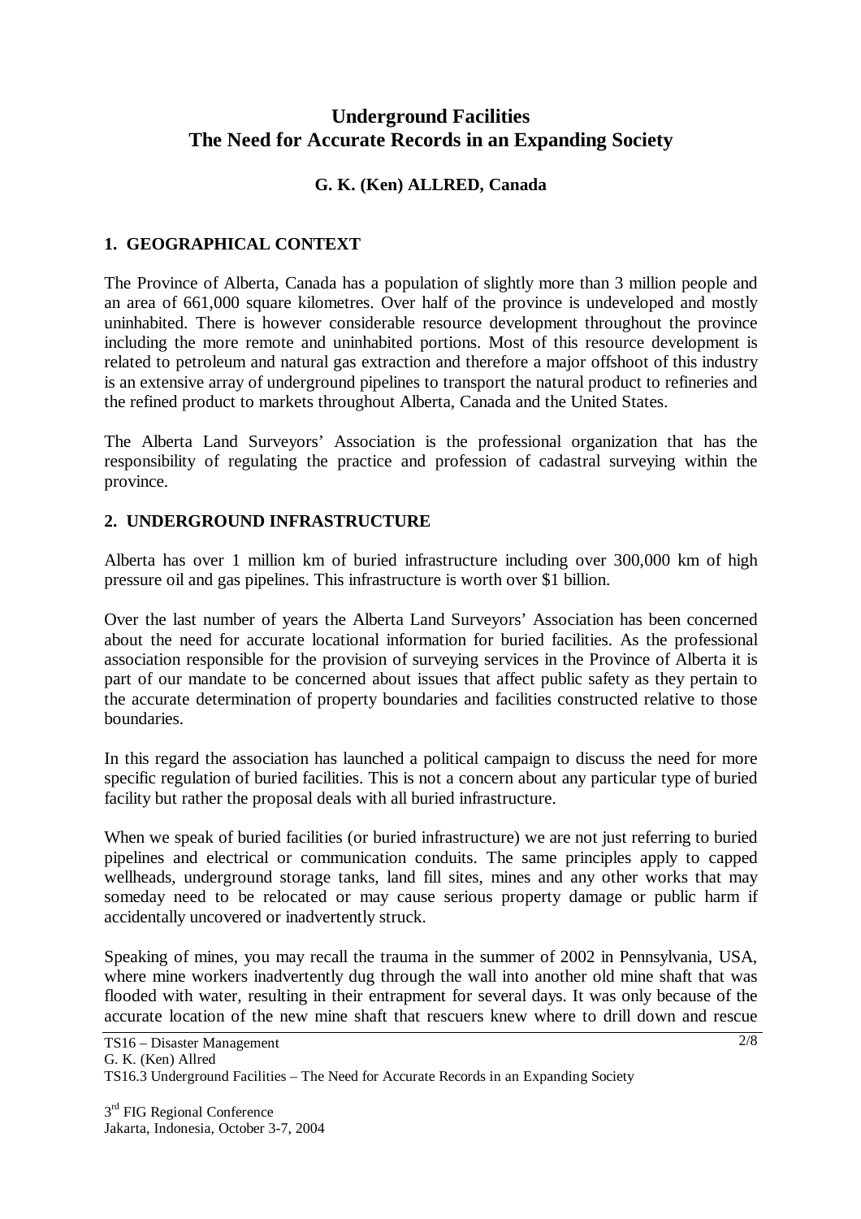# Underground Facilities
# The Need for Accurate Records in an Expanding Society

**G. K. (Ken) ALLRED, Canada**

## 1. GEOGRAPHICAL CONTEXT

The Province of Alberta, Canada has a population of slightly more than 3 million people and an area of 661,000 square kilometres. Over half of the province is undeveloped and mostly uninhabited. There is however considerable resource development throughout the province including the more remote and uninhabited portions. Most of this resource development is related to petroleum and natural gas extraction and therefore a major offshoot of this industry is an extensive array of underground pipelines to transport the natural product to refineries and the refined product to markets throughout Alberta, Canada and the United States.

The Alberta Land Surveyors' Association is the professional organization that has the responsibility of regulating the practice and profession of cadastral surveying within the province.

## 2. UNDERGROUND INFRASTRUCTURE

Alberta has over 1 million km of buried infrastructure including over 300,000 km of high pressure oil and gas pipelines. This infrastructure is worth over $1 billion.

Over the last number of years the Alberta Land Surveyors' Association has been concerned about the need for accurate locational information for buried facilities. As the professional association responsible for the provision of surveying services in the Province of Alberta it is part of our mandate to be concerned about issues that affect public safety as they pertain to the accurate determination of property boundaries and facilities constructed relative to those boundaries.

In this regard the association has launched a political campaign to discuss the need for more specific regulation of buried facilities. This is not a concern about any particular type of buried facility but rather the proposal deals with all buried infrastructure.

When we speak of buried facilities (or buried infrastructure) we are not just referring to buried pipelines and electrical or communication conduits. The same principles apply to capped wellheads, underground storage tanks, land fill sites, mines and any other works that may someday need to be relocated or may cause serious property damage or public harm if accidentally uncovered or inadvertently struck.

Speaking of mines, you may recall the trauma in the summer of 2002 in Pennsylvania, USA, where mine workers inadvertently dug through the wall into another old mine shaft that was flooded with water, resulting in their entrapment for several days. It was only because of the accurate location of the new mine shaft that rescuers knew where to drill down and rescue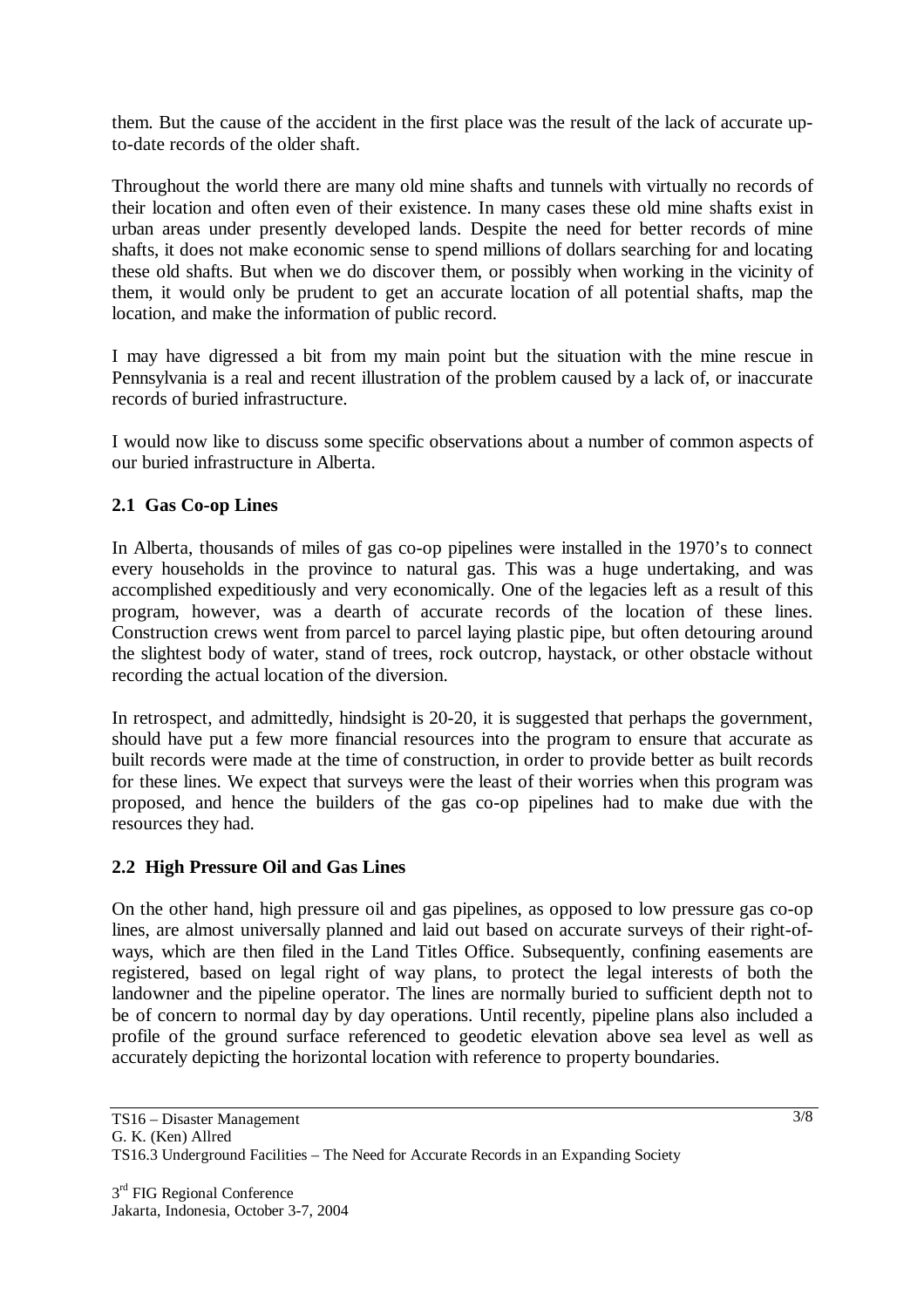them. But the cause of the accident in the first place was the result of the lack of accurate up-to-date records of the older shaft.

Throughout the world there are many old mine shafts and tunnels with virtually no records of their location and often even of their existence. In many cases these old mine shafts exist in urban areas under presently developed lands. Despite the need for better records of mine shafts, it does not make economic sense to spend millions of dollars searching for and locating these old shafts. But when we do discover them, or possibly when working in the vicinity of them, it would only be prudent to get an accurate location of all potential shafts, map the location, and make the information of public record.

I may have digressed a bit from my main point but the situation with the mine rescue in Pennsylvania is a real and recent illustration of the problem caused by a lack of, or inaccurate records of buried infrastructure.

I would now like to discuss some specific observations about a number of common aspects of our buried infrastructure in Alberta.

## 2.1 Gas Co-op Lines

In Alberta, thousands of miles of gas co-op pipelines were installed in the 1970's to connect every households in the province to natural gas. This was a huge undertaking, and was accomplished expeditiously and very economically. One of the legacies left as a result of this program, however, was a dearth of accurate records of the location of these lines. Construction crews went from parcel to parcel laying plastic pipe, but often detouring around the slightest body of water, stand of trees, rock outcrop, haystack, or other obstacle without recording the actual location of the diversion.

In retrospect, and admittedly, hindsight is 20-20, it is suggested that perhaps the government, should have put a few more financial resources into the program to ensure that accurate as built records were made at the time of construction, in order to provide better as built records for these lines. We expect that surveys were the least of their worries when this program was proposed, and hence the builders of the gas co-op pipelines had to make due with the resources they had.

## 2.2 High Pressure Oil and Gas Lines

On the other hand, high pressure oil and gas pipelines, as opposed to low pressure gas co-op lines, are almost universally planned and laid out based on accurate surveys of their right-of-ways, which are then filed in the Land Titles Office. Subsequently, confining easements are registered, based on legal right of way plans, to protect the legal interests of both the landowner and the pipeline operator. The lines are normally buried to sufficient depth not to be of concern to normal day by day operations. Until recently, pipeline plans also included a profile of the ground surface referenced to geodetic elevation above sea level as well as accurately depicting the horizontal location with reference to property boundaries.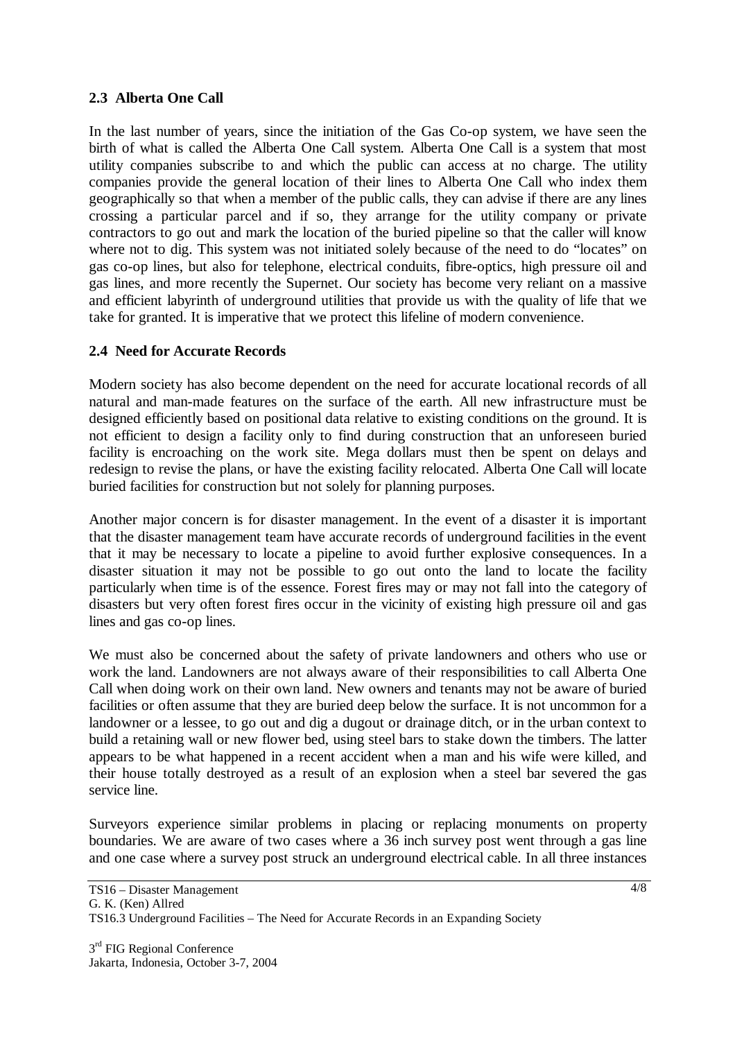### 2.3 Alberta One Call

In the last number of years, since the initiation of the Gas Co-op system, we have seen the birth of what is called the Alberta One Call system. Alberta One Call is a system that most utility companies subscribe to and which the public can access at no charge. The utility companies provide the general location of their lines to Alberta One Call who index them geographically so that when a member of the public calls, they can advise if there are any lines crossing a particular parcel and if so, they arrange for the utility company or private contractors to go out and mark the location of the buried pipeline so that the caller will know where not to dig. This system was not initiated solely because of the need to do "locates" on gas co-op lines, but also for telephone, electrical conduits, fibre-optics, high pressure oil and gas lines, and more recently the Supernet. Our society has become very reliant on a massive and efficient labyrinth of underground utilities that provide us with the quality of life that we take for granted. It is imperative that we protect this lifeline of modern convenience.

### 2.4 Need for Accurate Records

Modern society has also become dependent on the need for accurate locational records of all natural and man-made features on the surface of the earth. All new infrastructure must be designed efficiently based on positional data relative to existing conditions on the ground. It is not efficient to design a facility only to find during construction that an unforeseen buried facility is encroaching on the work site. Mega dollars must then be spent on delays and redesign to revise the plans, or have the existing facility relocated. Alberta One Call will locate buried facilities for construction but not solely for planning purposes.

Another major concern is for disaster management. In the event of a disaster it is important that the disaster management team have accurate records of underground facilities in the event that it may be necessary to locate a pipeline to avoid further explosive consequences. In a disaster situation it may not be possible to go out onto the land to locate the facility particularly when time is of the essence. Forest fires may or may not fall into the category of disasters but very often forest fires occur in the vicinity of existing high pressure oil and gas lines and gas co-op lines.

We must also be concerned about the safety of private landowners and others who use or work the land. Landowners are not always aware of their responsibilities to call Alberta One Call when doing work on their own land. New owners and tenants may not be aware of buried facilities or often assume that they are buried deep below the surface. It is not uncommon for a landowner or a lessee, to go out and dig a dugout or drainage ditch, or in the urban context to build a retaining wall or new flower bed, using steel bars to stake down the timbers. The latter appears to be what happened in a recent accident when a man and his wife were killed, and their house totally destroyed as a result of an explosion when a steel bar severed the gas service line.

Surveyors experience similar problems in placing or replacing monuments on property boundaries. We are aware of two cases where a 36 inch survey post went through a gas line and one case where a survey post struck an underground electrical cable. In all three instances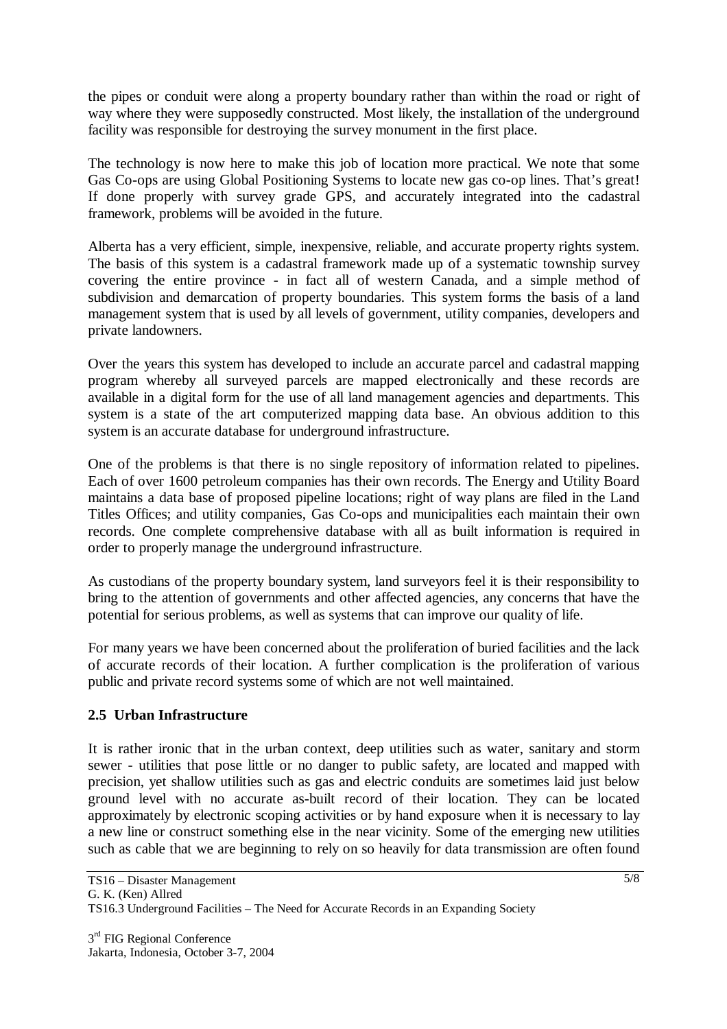the pipes or conduit were along a property boundary rather than within the road or right of way where they were supposedly constructed. Most likely, the installation of the underground facility was responsible for destroying the survey monument in the first place.

The technology is now here to make this job of location more practical. We note that some Gas Co-ops are using Global Positioning Systems to locate new gas co-op lines. That's great! If done properly with survey grade GPS, and accurately integrated into the cadastral framework, problems will be avoided in the future.

Alberta has a very efficient, simple, inexpensive, reliable, and accurate property rights system. The basis of this system is a cadastral framework made up of a systematic township survey covering the entire province - in fact all of western Canada, and a simple method of subdivision and demarcation of property boundaries. This system forms the basis of a land management system that is used by all levels of government, utility companies, developers and private landowners.

Over the years this system has developed to include an accurate parcel and cadastral mapping program whereby all surveyed parcels are mapped electronically and these records are available in a digital form for the use of all land management agencies and departments. This system is a state of the art computerized mapping data base. An obvious addition to this system is an accurate database for underground infrastructure.

One of the problems is that there is no single repository of information related to pipelines. Each of over 1600 petroleum companies has their own records. The Energy and Utility Board maintains a data base of proposed pipeline locations; right of way plans are filed in the Land Titles Offices; and utility companies, Gas Co-ops and municipalities each maintain their own records. One complete comprehensive database with all as built information is required in order to properly manage the underground infrastructure.

As custodians of the property boundary system, land surveyors feel it is their responsibility to bring to the attention of governments and other affected agencies, any concerns that have the potential for serious problems, as well as systems that can improve our quality of life.

For many years we have been concerned about the proliferation of buried facilities and the lack of accurate records of their location. A further complication is the proliferation of various public and private record systems some of which are not well maintained.

### 2.5 Urban Infrastructure

It is rather ironic that in the urban context, deep utilities such as water, sanitary and storm sewer - utilities that pose little or no danger to public safety, are located and mapped with precision, yet shallow utilities such as gas and electric conduits are sometimes laid just below ground level with no accurate as-built record of their location. They can be located approximately by electronic scoping activities or by hand exposure when it is necessary to lay a new line or construct something else in the near vicinity. Some of the emerging new utilities such as cable that we are beginning to rely on so heavily for data transmission are often found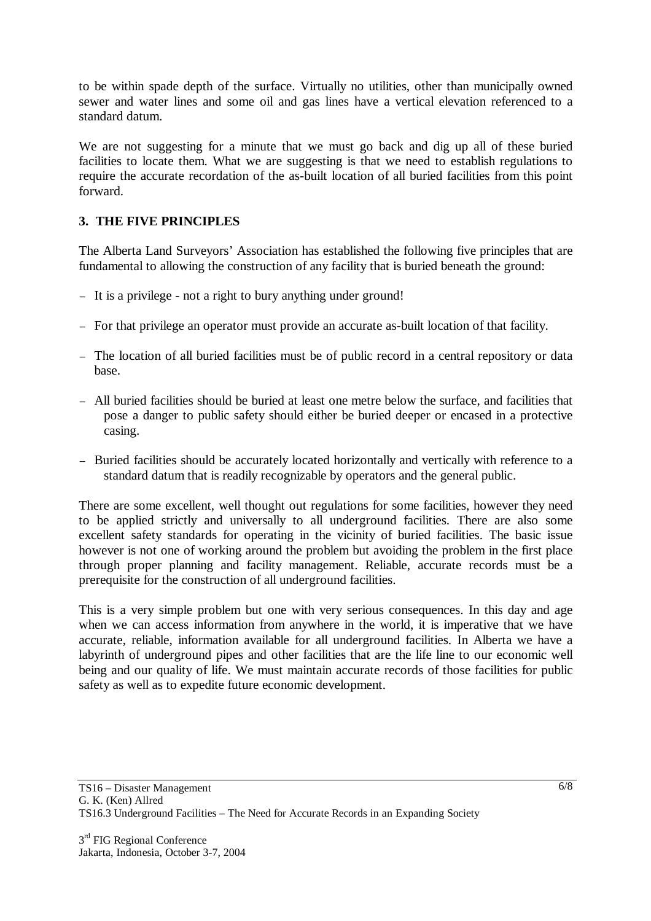to be within spade depth of the surface. Virtually no utilities, other than municipally owned sewer and water lines and some oil and gas lines have a vertical elevation referenced to a standard datum.

We are not suggesting for a minute that we must go back and dig up all of these buried facilities to locate them. What we are suggesting is that we need to establish regulations to require the accurate recordation of the as-built location of all buried facilities from this point forward.

## 3. THE FIVE PRINCIPLES

The Alberta Land Surveyors' Association has established the following five principles that are fundamental to allowing the construction of any facility that is buried beneath the ground:

- It is a privilege - not a right to bury anything under ground!
- For that privilege an operator must provide an accurate as-built location of that facility.
- The location of all buried facilities must be of public record in a central repository or data base.
- All buried facilities should be buried at least one metre below the surface, and facilities that pose a danger to public safety should either be buried deeper or encased in a protective casing.
- Buried facilities should be accurately located horizontally and vertically with reference to a standard datum that is readily recognizable by operators and the general public.

There are some excellent, well thought out regulations for some facilities, however they need to be applied strictly and universally to all underground facilities. There are also some excellent safety standards for operating in the vicinity of buried facilities. The basic issue however is not one of working around the problem but avoiding the problem in the first place through proper planning and facility management. Reliable, accurate records must be a prerequisite for the construction of all underground facilities.

This is a very simple problem but one with very serious consequences. In this day and age when we can access information from anywhere in the world, it is imperative that we have accurate, reliable, information available for all underground facilities. In Alberta we have a labyrinth of underground pipes and other facilities that are the life line to our economic well being and our quality of life. We must maintain accurate records of those facilities for public safety as well as to expedite future economic development.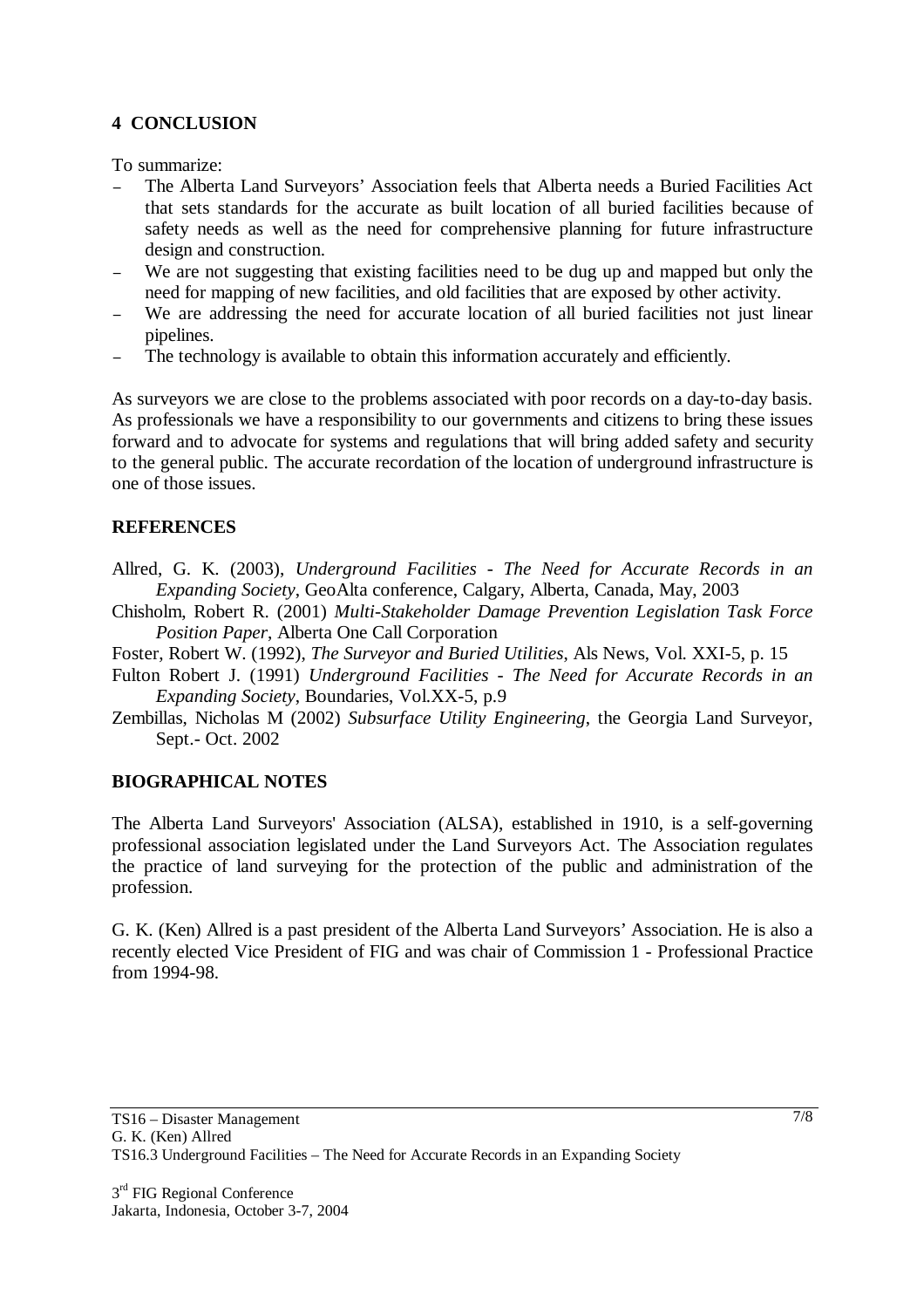## 4 CONCLUSION

To summarize:

- The Alberta Land Surveyors' Association feels that Alberta needs a Buried Facilities Act that sets standards for the accurate as built location of all buried facilities because of safety needs as well as the need for comprehensive planning for future infrastructure design and construction.
- We are not suggesting that existing facilities need to be dug up and mapped but only the need for mapping of new facilities, and old facilities that are exposed by other activity.
- We are addressing the need for accurate location of all buried facilities not just linear pipelines.
- The technology is available to obtain this information accurately and efficiently.

As surveyors we are close to the problems associated with poor records on a day-to-day basis. As professionals we have a responsibility to our governments and citizens to bring these issues forward and to advocate for systems and regulations that will bring added safety and security to the general public. The accurate recordation of the location of underground infrastructure is one of those issues.

## REFERENCES

Allred, G. K. (2003), *Underground Facilities - The Need for Accurate Records in an Expanding Society*, GeoAlta conference, Calgary, Alberta, Canada, May, 2003

Chisholm, Robert R. (2001) *Multi-Stakeholder Damage Prevention Legislation Task Force Position Paper*, Alberta One Call Corporation

Foster, Robert W. (1992), *The Surveyor and Buried Utilities*, Als News, Vol. XXI-5, p. 15

Fulton Robert J. (1991) *Underground Facilities - The Need for Accurate Records in an Expanding Society*, Boundaries, Vol.XX-5, p.9

Zembillas, Nicholas M (2002) *Subsurface Utility Engineering*, the Georgia Land Surveyor, Sept.- Oct. 2002

## BIOGRAPHICAL NOTES

The Alberta Land Surveyors' Association (ALSA), established in 1910, is a self-governing professional association legislated under the Land Surveyors Act. The Association regulates the practice of land surveying for the protection of the public and administration of the profession.

G. K. (Ken) Allred is a past president of the Alberta Land Surveyors' Association. He is also a recently elected Vice President of FIG and was chair of Commission 1 - Professional Practice from 1994-98.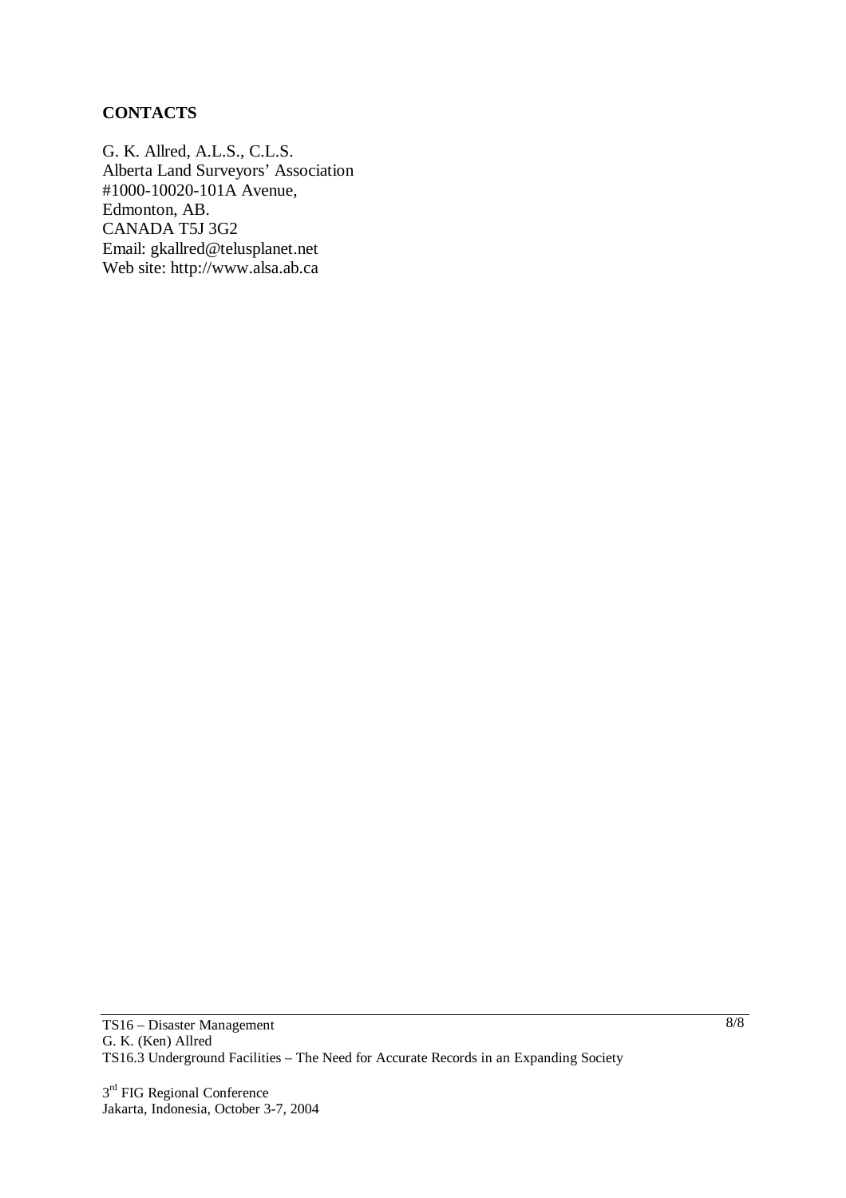**CONTACTS**

G. K. Allred, A.L.S., C.L.S.
Alberta Land Surveyors' Association
#1000-10020-101A Avenue,
Edmonton, AB.
CANADA T5J 3G2
Email: gkallred@telusplanet.net
Web site: http://www.alsa.ab.ca